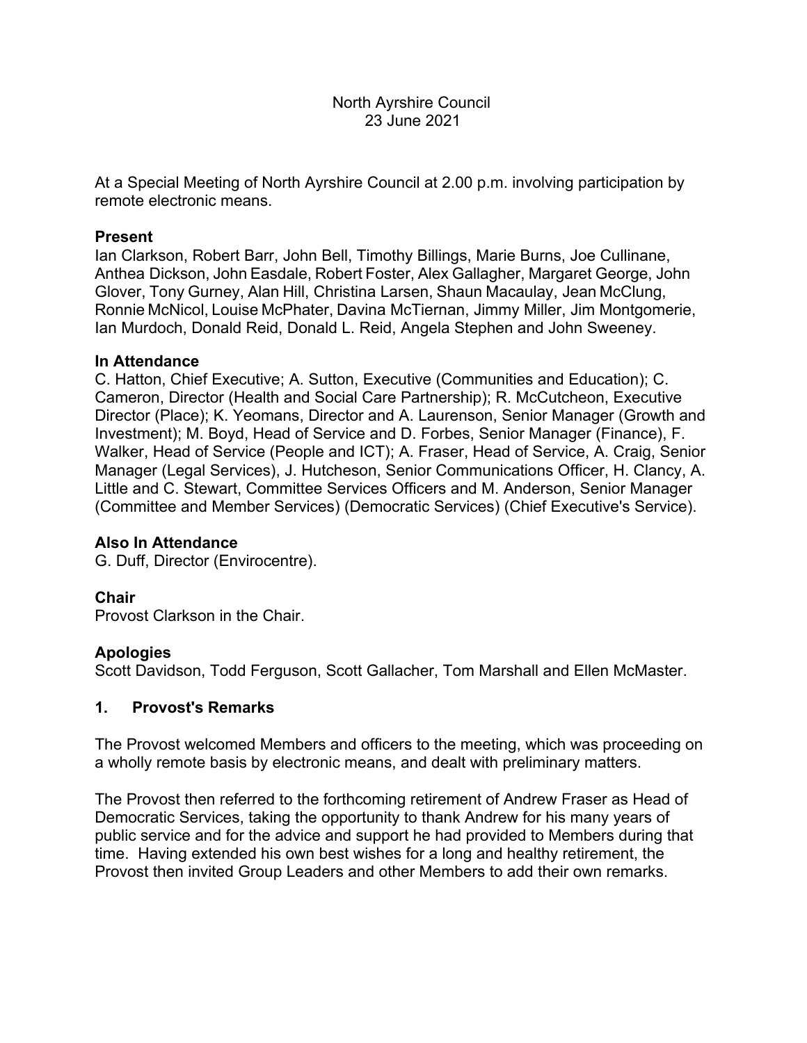North Ayrshire Council
23 June 2021

At a Special Meeting of North Ayrshire Council at 2.00 p.m. involving participation by remote electronic means.

### Present

Ian Clarkson, Robert Barr, John Bell, Timothy Billings, Marie Burns, Joe Cullinane, Anthea Dickson, John Easdale, Robert Foster, Alex Gallagher, Margaret George, John Glover, Tony Gurney, Alan Hill, Christina Larsen, Shaun Macaulay, Jean McClung, Ronnie McNicol, Louise McPhater, Davina McTiernan, Jimmy Miller, Jim Montgomerie, Ian Murdoch, Donald Reid, Donald L. Reid, Angela Stephen and John Sweeney.

### In Attendance

C. Hatton, Chief Executive; A. Sutton, Executive (Communities and Education); C. Cameron, Director (Health and Social Care Partnership); R. McCutcheon, Executive Director (Place); K. Yeomans, Director and A. Laurenson, Senior Manager (Growth and Investment); M. Boyd, Head of Service and D. Forbes, Senior Manager (Finance), F. Walker, Head of Service (People and ICT); A. Fraser, Head of Service, A. Craig, Senior Manager (Legal Services), J. Hutcheson, Senior Communications Officer, H. Clancy, A. Little and C. Stewart, Committee Services Officers and M. Anderson, Senior Manager (Committee and Member Services) (Democratic Services) (Chief Executive's Service).

### Also In Attendance

G. Duff, Director (Envirocentre).

### Chair

Provost Clarkson in the Chair.

### Apologies

Scott Davidson, Todd Ferguson, Scott Gallacher, Tom Marshall and Ellen McMaster.

### 1. Provost's Remarks

The Provost welcomed Members and officers to the meeting, which was proceeding on a wholly remote basis by electronic means, and dealt with preliminary matters.

The Provost then referred to the forthcoming retirement of Andrew Fraser as Head of Democratic Services, taking the opportunity to thank Andrew for his many years of public service and for the advice and support he had provided to Members during that time. Having extended his own best wishes for a long and healthy retirement, the Provost then invited Group Leaders and other Members to add their own remarks.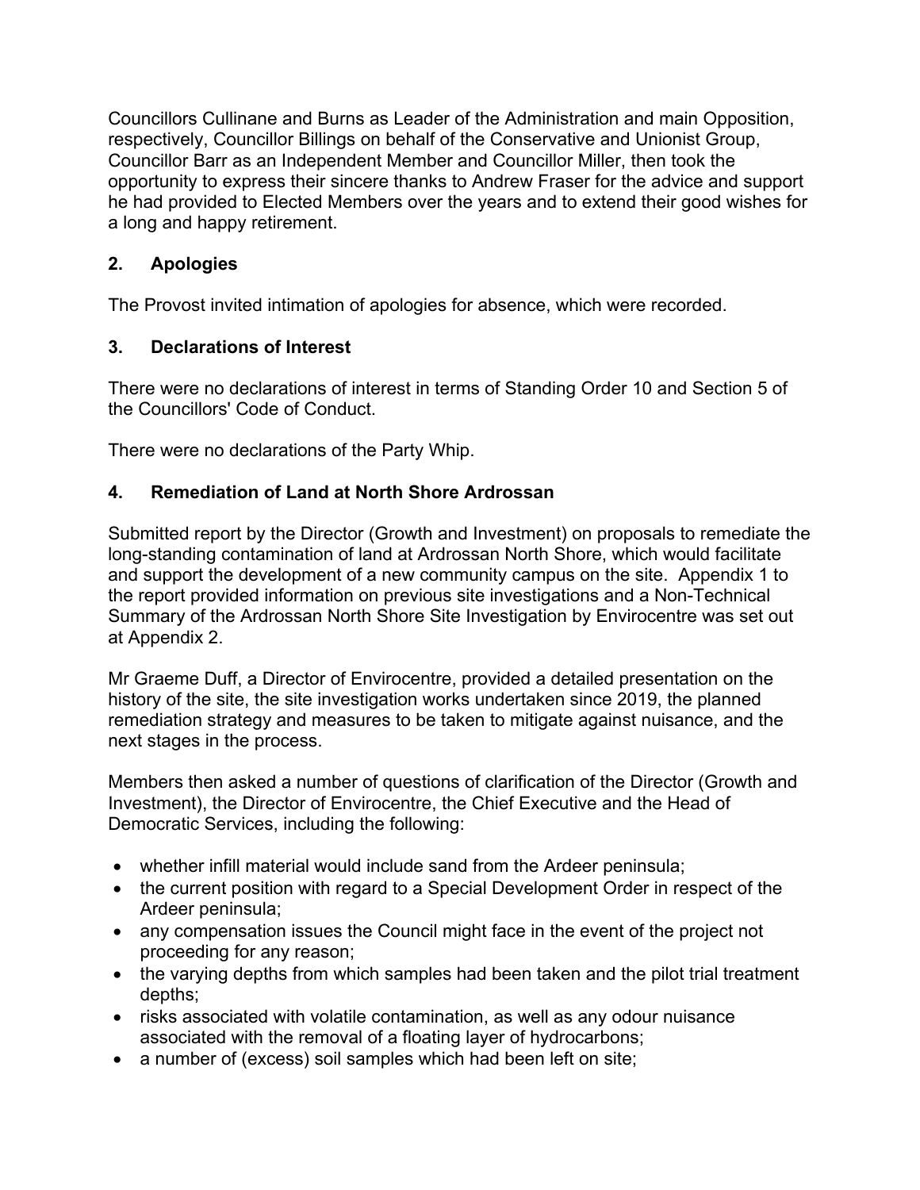Councillors Cullinane and Burns as Leader of the Administration and main Opposition, respectively, Councillor Billings on behalf of the Conservative and Unionist Group, Councillor Barr as an Independent Member and Councillor Miller, then took the opportunity to express their sincere thanks to Andrew Fraser for the advice and support he had provided to Elected Members over the years and to extend their good wishes for a long and happy retirement.

## 2. Apologies

The Provost invited intimation of apologies for absence, which were recorded.

## 3. Declarations of Interest

There were no declarations of interest in terms of Standing Order 10 and Section 5 of the Councillors' Code of Conduct.

There were no declarations of the Party Whip.

## 4. Remediation of Land at North Shore Ardrossan

Submitted report by the Director (Growth and Investment) on proposals to remediate the long-standing contamination of land at Ardrossan North Shore, which would facilitate and support the development of a new community campus on the site. Appendix 1 to the report provided information on previous site investigations and a Non-Technical Summary of the Ardrossan North Shore Site Investigation by Envirocentre was set out at Appendix 2.

Mr Graeme Duff, a Director of Envirocentre, provided a detailed presentation on the history of the site, the site investigation works undertaken since 2019, the planned remediation strategy and measures to be taken to mitigate against nuisance, and the next stages in the process.

Members then asked a number of questions of clarification of the Director (Growth and Investment), the Director of Envirocentre, the Chief Executive and the Head of Democratic Services, including the following:

- whether infill material would include sand from the Ardeer peninsula;
- the current position with regard to a Special Development Order in respect of the Ardeer peninsula;
- any compensation issues the Council might face in the event of the project not proceeding for any reason;
- the varying depths from which samples had been taken and the pilot trial treatment depths;
- risks associated with volatile contamination, as well as any odour nuisance associated with the removal of a floating layer of hydrocarbons;
- a number of (excess) soil samples which had been left on site;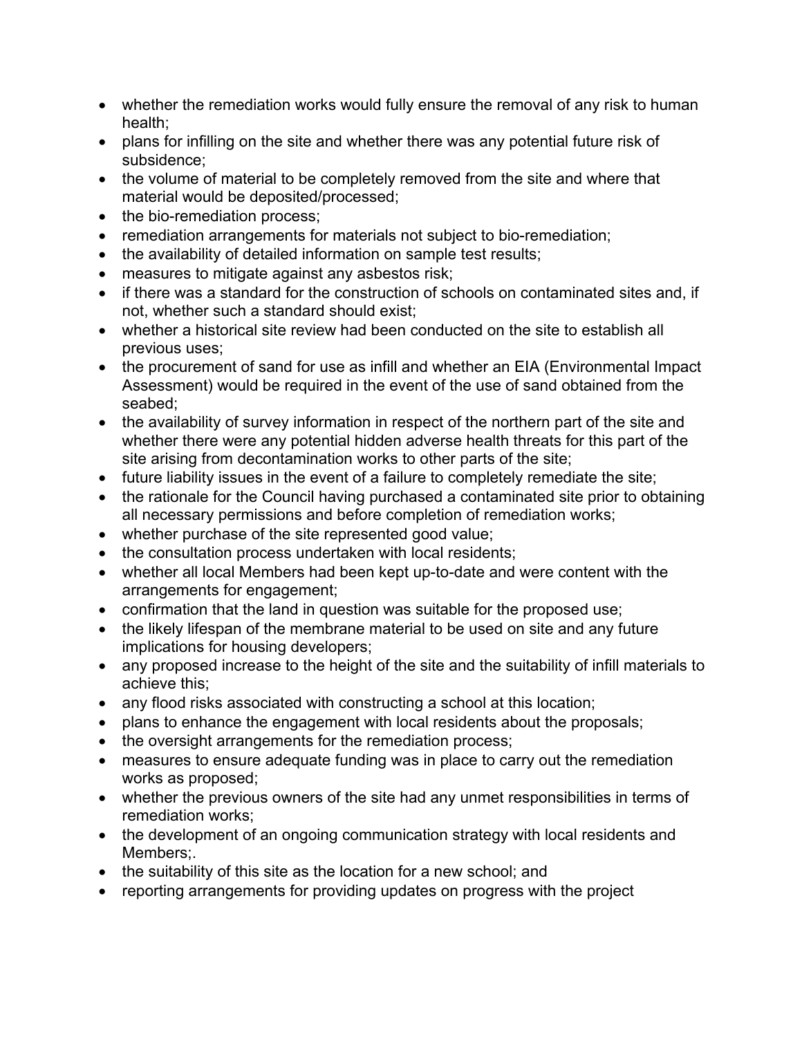- whether the remediation works would fully ensure the removal of any risk to human health;
- plans for infilling on the site and whether there was any potential future risk of subsidence;
- the volume of material to be completely removed from the site and where that material would be deposited/processed;
- the bio-remediation process;
- remediation arrangements for materials not subject to bio-remediation;
- the availability of detailed information on sample test results;
- measures to mitigate against any asbestos risk;
- if there was a standard for the construction of schools on contaminated sites and, if not, whether such a standard should exist;
- whether a historical site review had been conducted on the site to establish all previous uses;
- the procurement of sand for use as infill and whether an EIA (Environmental Impact Assessment) would be required in the event of the use of sand obtained from the seabed;
- the availability of survey information in respect of the northern part of the site and whether there were any potential hidden adverse health threats for this part of the site arising from decontamination works to other parts of the site;
- future liability issues in the event of a failure to completely remediate the site;
- the rationale for the Council having purchased a contaminated site prior to obtaining all necessary permissions and before completion of remediation works;
- whether purchase of the site represented good value;
- the consultation process undertaken with local residents;
- whether all local Members had been kept up-to-date and were content with the arrangements for engagement;
- confirmation that the land in question was suitable for the proposed use;
- the likely lifespan of the membrane material to be used on site and any future implications for housing developers;
- any proposed increase to the height of the site and the suitability of infill materials to achieve this;
- any flood risks associated with constructing a school at this location;
- plans to enhance the engagement with local residents about the proposals;
- the oversight arrangements for the remediation process;
- measures to ensure adequate funding was in place to carry out the remediation works as proposed;
- whether the previous owners of the site had any unmet responsibilities in terms of remediation works;
- the development of an ongoing communication strategy with local residents and Members;.
- the suitability of this site as the location for a new school; and
- reporting arrangements for providing updates on progress with the project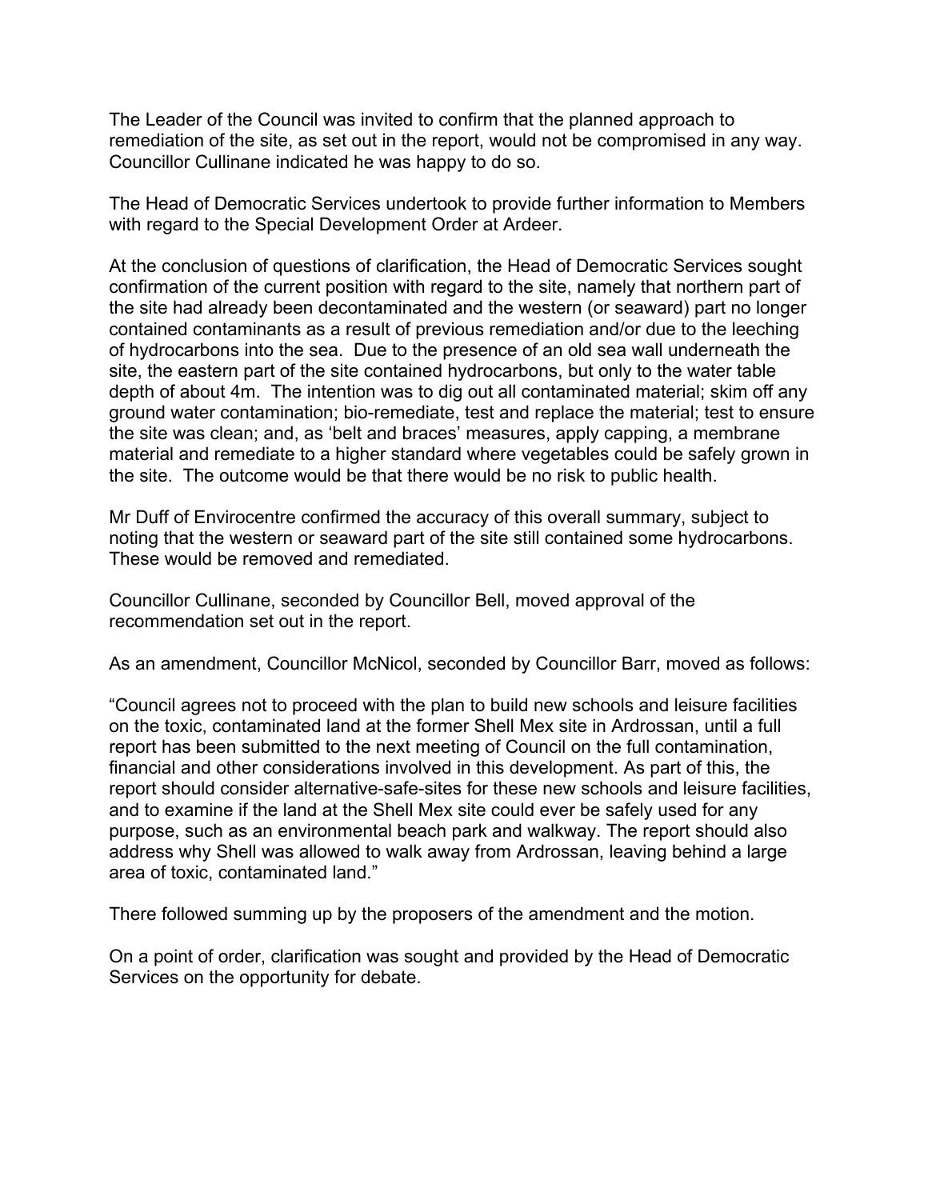The Leader of the Council was invited to confirm that the planned approach to remediation of the site, as set out in the report, would not be compromised in any way. Councillor Cullinane indicated he was happy to do so.

The Head of Democratic Services undertook to provide further information to Members with regard to the Special Development Order at Ardeer.

At the conclusion of questions of clarification, the Head of Democratic Services sought confirmation of the current position with regard to the site, namely that northern part of the site had already been decontaminated and the western (or seaward) part no longer contained contaminants as a result of previous remediation and/or due to the leeching of hydrocarbons into the sea. Due to the presence of an old sea wall underneath the site, the eastern part of the site contained hydrocarbons, but only to the water table depth of about 4m. The intention was to dig out all contaminated material; skim off any ground water contamination; bio-remediate, test and replace the material; test to ensure the site was clean; and, as 'belt and braces' measures, apply capping, a membrane material and remediate to a higher standard where vegetables could be safely grown in the site. The outcome would be that there would be no risk to public health.

Mr Duff of Envirocentre confirmed the accuracy of this overall summary, subject to noting that the western or seaward part of the site still contained some hydrocarbons. These would be removed and remediated.

Councillor Cullinane, seconded by Councillor Bell, moved approval of the recommendation set out in the report.

As an amendment, Councillor McNicol, seconded by Councillor Barr, moved as follows:

"Council agrees not to proceed with the plan to build new schools and leisure facilities on the toxic, contaminated land at the former Shell Mex site in Ardrossan, until a full report has been submitted to the next meeting of Council on the full contamination, financial and other considerations involved in this development. As part of this, the report should consider alternative-safe-sites for these new schools and leisure facilities, and to examine if the land at the Shell Mex site could ever be safely used for any purpose, such as an environmental beach park and walkway. The report should also address why Shell was allowed to walk away from Ardrossan, leaving behind a large area of toxic, contaminated land."

There followed summing up by the proposers of the amendment and the motion.

On a point of order, clarification was sought and provided by the Head of Democratic Services on the opportunity for debate.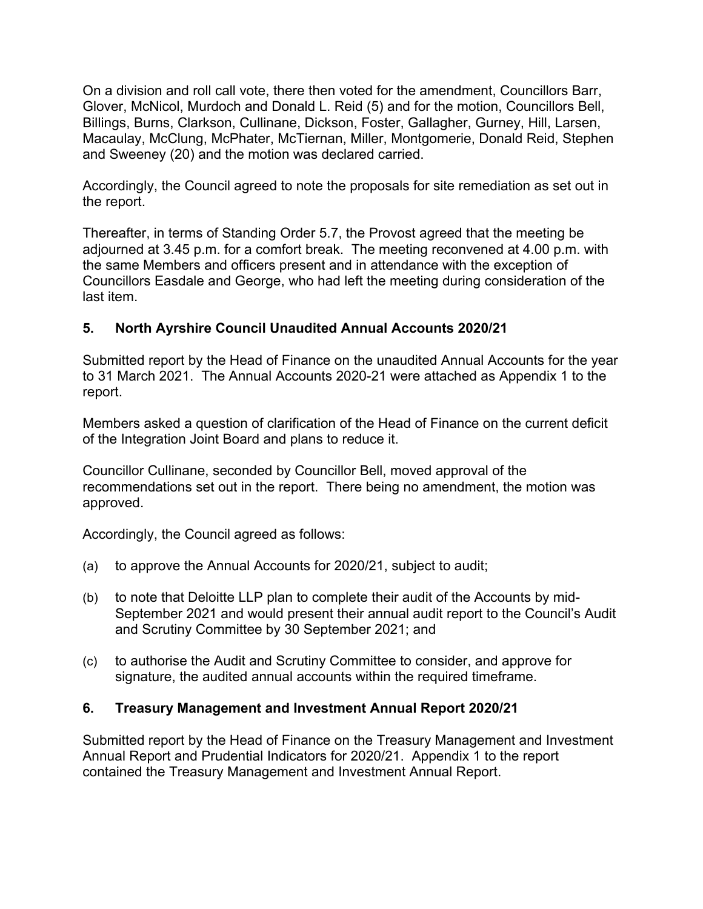On a division and roll call vote, there then voted for the amendment, Councillors Barr, Glover, McNicol, Murdoch and Donald L. Reid (5) and for the motion, Councillors Bell, Billings, Burns, Clarkson, Cullinane, Dickson, Foster, Gallagher, Gurney, Hill, Larsen, Macaulay, McClung, McPhater, McTiernan, Miller, Montgomerie, Donald Reid, Stephen and Sweeney (20) and the motion was declared carried.

Accordingly, the Council agreed to note the proposals for site remediation as set out in the report.

Thereafter, in terms of Standing Order 5.7, the Provost agreed that the meeting be adjourned at 3.45 p.m. for a comfort break. The meeting reconvened at 4.00 p.m. with the same Members and officers present and in attendance with the exception of Councillors Easdale and George, who had left the meeting during consideration of the last item.

## 5. North Ayrshire Council Unaudited Annual Accounts 2020/21

Submitted report by the Head of Finance on the unaudited Annual Accounts for the year to 31 March 2021. The Annual Accounts 2020-21 were attached as Appendix 1 to the report.

Members asked a question of clarification of the Head of Finance on the current deficit of the Integration Joint Board and plans to reduce it.

Councillor Cullinane, seconded by Councillor Bell, moved approval of the recommendations set out in the report. There being no amendment, the motion was approved.

Accordingly, the Council agreed as follows:

(a) to approve the Annual Accounts for 2020/21, subject to audit;

(b) to note that Deloitte LLP plan to complete their audit of the Accounts by mid-September 2021 and would present their annual audit report to the Council's Audit and Scrutiny Committee by 30 September 2021; and

(c) to authorise the Audit and Scrutiny Committee to consider, and approve for signature, the audited annual accounts within the required timeframe.

## 6. Treasury Management and Investment Annual Report 2020/21

Submitted report by the Head of Finance on the Treasury Management and Investment Annual Report and Prudential Indicators for 2020/21. Appendix 1 to the report contained the Treasury Management and Investment Annual Report.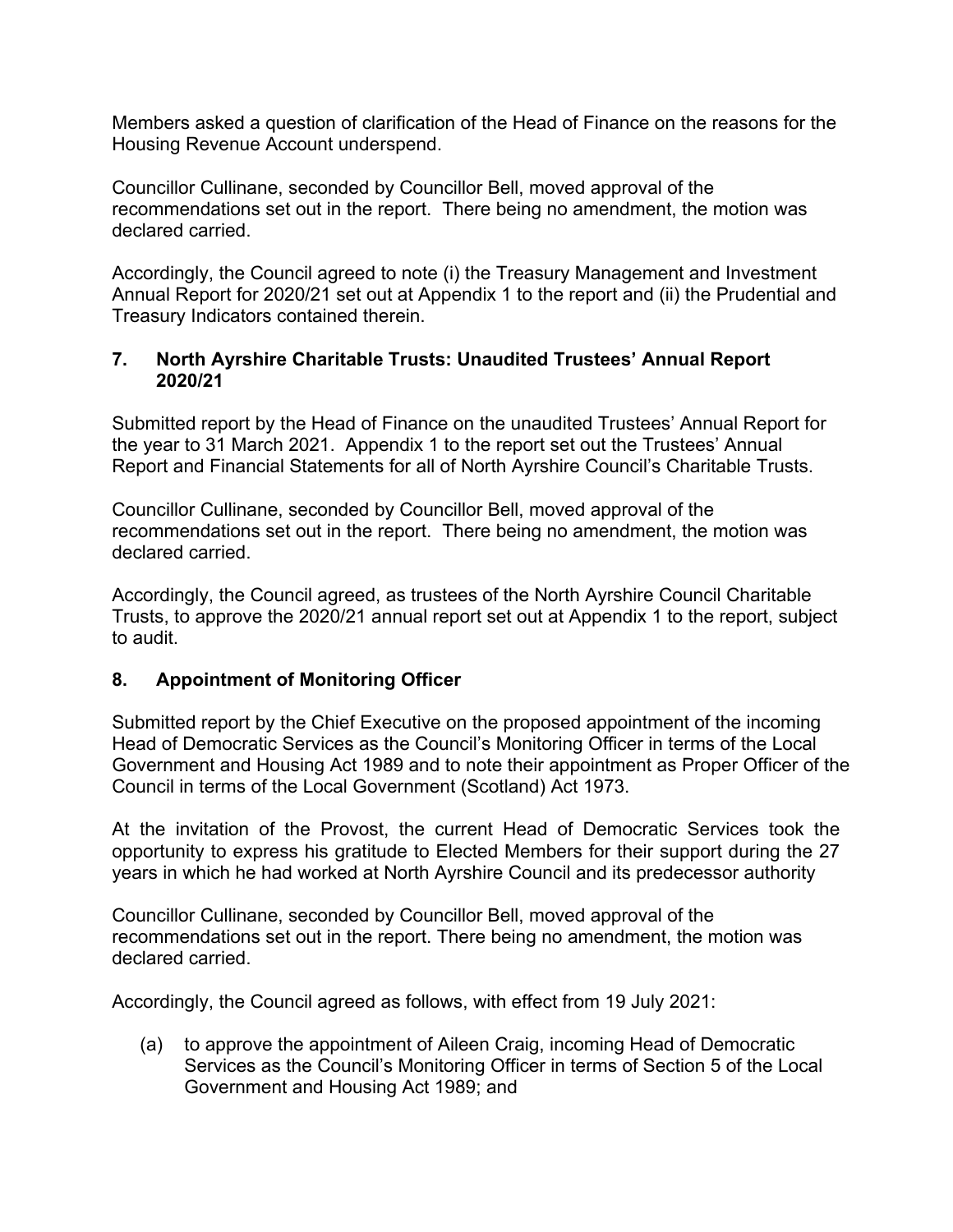Members asked a question of clarification of the Head of Finance on the reasons for the Housing Revenue Account underspend.

Councillor Cullinane, seconded by Councillor Bell, moved approval of the recommendations set out in the report. There being no amendment, the motion was declared carried.

Accordingly, the Council agreed to note (i) the Treasury Management and Investment Annual Report for 2020/21 set out at Appendix 1 to the report and (ii) the Prudential and Treasury Indicators contained therein.

## 7. North Ayrshire Charitable Trusts: Unaudited Trustees' Annual Report 2020/21

Submitted report by the Head of Finance on the unaudited Trustees' Annual Report for the year to 31 March 2021. Appendix 1 to the report set out the Trustees' Annual Report and Financial Statements for all of North Ayrshire Council's Charitable Trusts.

Councillor Cullinane, seconded by Councillor Bell, moved approval of the recommendations set out in the report. There being no amendment, the motion was declared carried.

Accordingly, the Council agreed, as trustees of the North Ayrshire Council Charitable Trusts, to approve the 2020/21 annual report set out at Appendix 1 to the report, subject to audit.

## 8. Appointment of Monitoring Officer

Submitted report by the Chief Executive on the proposed appointment of the incoming Head of Democratic Services as the Council's Monitoring Officer in terms of the Local Government and Housing Act 1989 and to note their appointment as Proper Officer of the Council in terms of the Local Government (Scotland) Act 1973.

At the invitation of the Provost, the current Head of Democratic Services took the opportunity to express his gratitude to Elected Members for their support during the 27 years in which he had worked at North Ayrshire Council and its predecessor authority

Councillor Cullinane, seconded by Councillor Bell, moved approval of the recommendations set out in the report. There being no amendment, the motion was declared carried.

Accordingly, the Council agreed as follows, with effect from 19 July 2021:

(a) to approve the appointment of Aileen Craig, incoming Head of Democratic Services as the Council's Monitoring Officer in terms of Section 5 of the Local Government and Housing Act 1989; and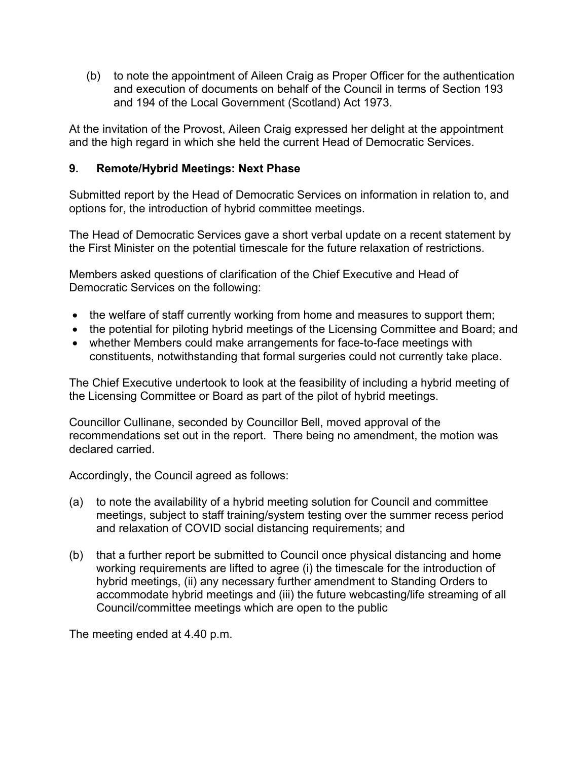(b) to note the appointment of Aileen Craig as Proper Officer for the authentication and execution of documents on behalf of the Council in terms of Section 193 and 194 of the Local Government (Scotland) Act 1973.

At the invitation of the Provost, Aileen Craig expressed her delight at the appointment and the high regard in which she held the current Head of Democratic Services.

**9. Remote/Hybrid Meetings: Next Phase**

Submitted report by the Head of Democratic Services on information in relation to, and options for, the introduction of hybrid committee meetings.

The Head of Democratic Services gave a short verbal update on a recent statement by the First Minister on the potential timescale for the future relaxation of restrictions.

Members asked questions of clarification of the Chief Executive and Head of Democratic Services on the following:

- the welfare of staff currently working from home and measures to support them;
- the potential for piloting hybrid meetings of the Licensing Committee and Board; and
- whether Members could make arrangements for face-to-face meetings with constituents, notwithstanding that formal surgeries could not currently take place.

The Chief Executive undertook to look at the feasibility of including a hybrid meeting of the Licensing Committee or Board as part of the pilot of hybrid meetings.

Councillor Cullinane, seconded by Councillor Bell, moved approval of the recommendations set out in the report. There being no amendment, the motion was declared carried.

Accordingly, the Council agreed as follows:

(a) to note the availability of a hybrid meeting solution for Council and committee meetings, subject to staff training/system testing over the summer recess period and relaxation of COVID social distancing requirements; and

(b) that a further report be submitted to Council once physical distancing and home working requirements are lifted to agree (i) the timescale for the introduction of hybrid meetings, (ii) any necessary further amendment to Standing Orders to accommodate hybrid meetings and (iii) the future webcasting/life streaming of all Council/committee meetings which are open to the public

The meeting ended at 4.40 p.m.